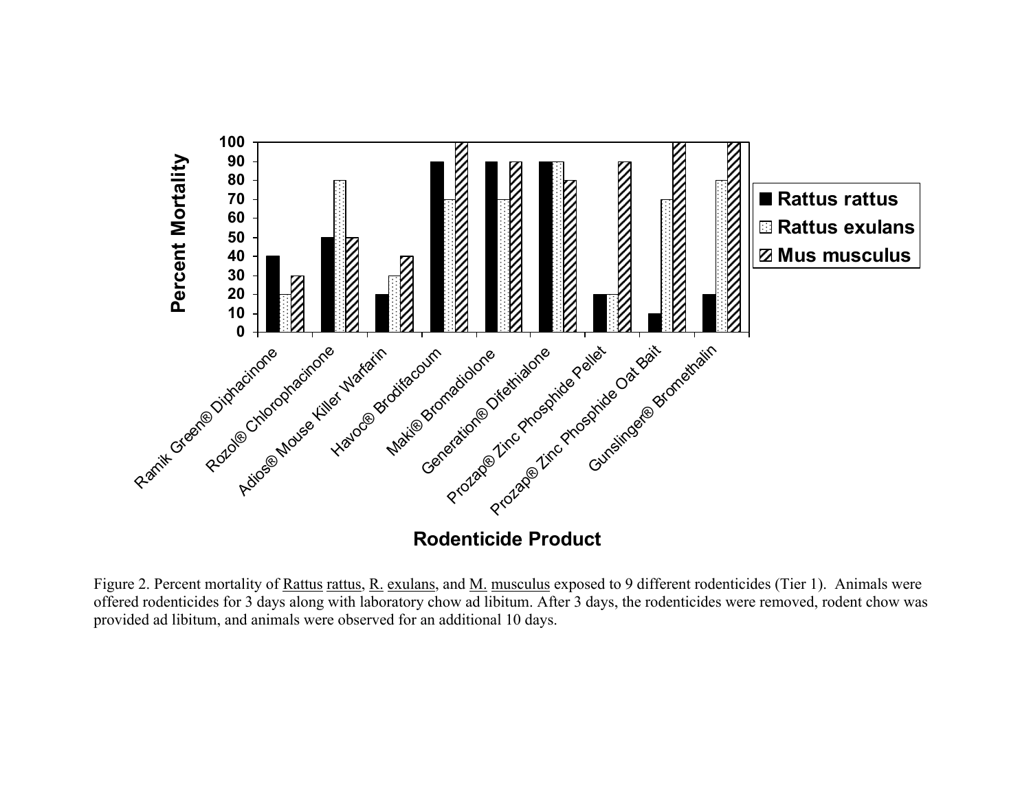| Rodenticide Product | Rattus rattus | Rattus exulans | Mus musculus |
|---|---|---|---|
| Ramik Green® Diphacinone | 40 | 20 | 30 |
| Rozol® Chlorophacinone | 50 | 80 | 50 |
| Adios® Mouse Killer Warfarin | 20 | 30 | 40 |
| Havoc® Brodifacoum | 90 | 70 | 100 |
| Maki® Bromadiolone | 90 | 70 | 90 |
| Generation® Difethialone | 90 | 90 | 80 |
| Prozap® Zinc Phosphide Pellet | 20 | 20 | 90 |
| Prozap® Zinc Phosphide Oat Bait | 10 | 70 | 100 |
| Gunslinger® Bromethalin | 20 | 80 | 100 |

Percent Mortality by Rodenticide Product

Figure 2. Percent mortality of Rattus rattus, R. exulans, and M. musculus exposed to 9 different rodenticides (Tier 1). Animals were offered rodenticides for 3 days along with laboratory chow ad libitum. After 3 days, the rodenticides were removed, rodent chow was provided ad libitum, and animals were observed for an additional 10 days.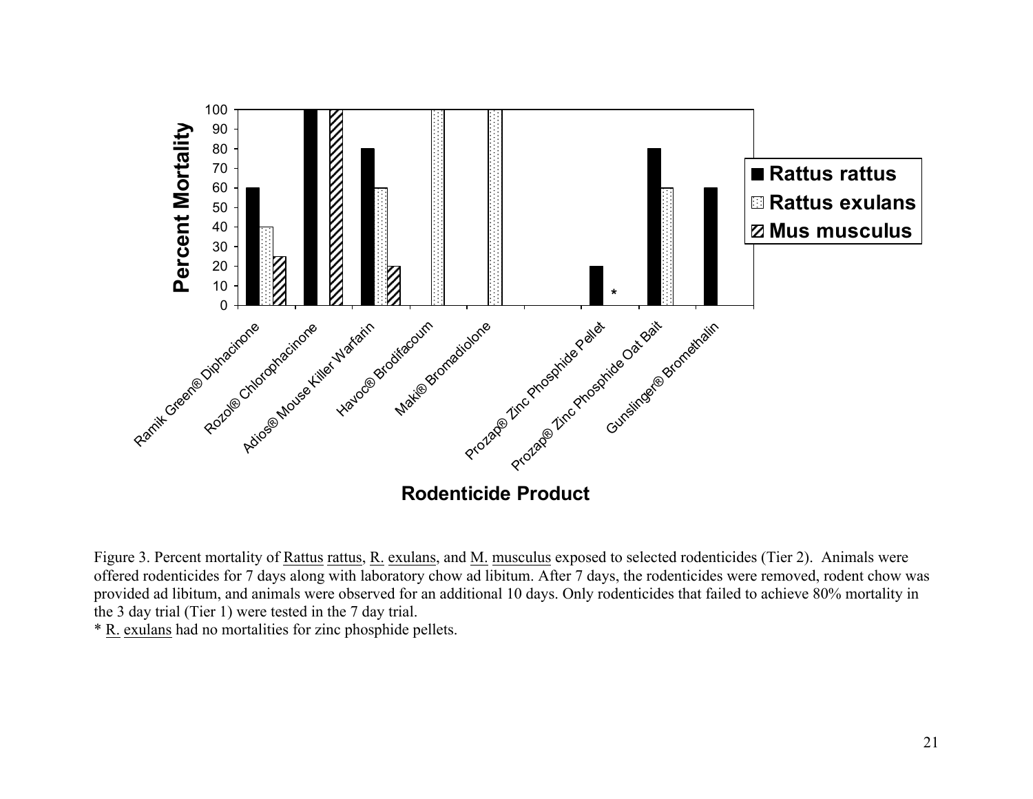Figure 3. Percent mortality of Rattus rattus, R. exulans, and M. musculus exposed to selected rodenticides (Tier 2). Animals were offered rodenticides for 7 days along with laboratory chow ad libitum. After 7 days, the rodenticides were removed, rodent chow was provided ad libitum, and animals were observed for an additional 10 days. Only rodenticides that failed to achieve 80% mortality in the 3 day trial (Tier 1) were tested in the 7 day trial.

* R. exulans had no mortalities for zinc phosphide pellets.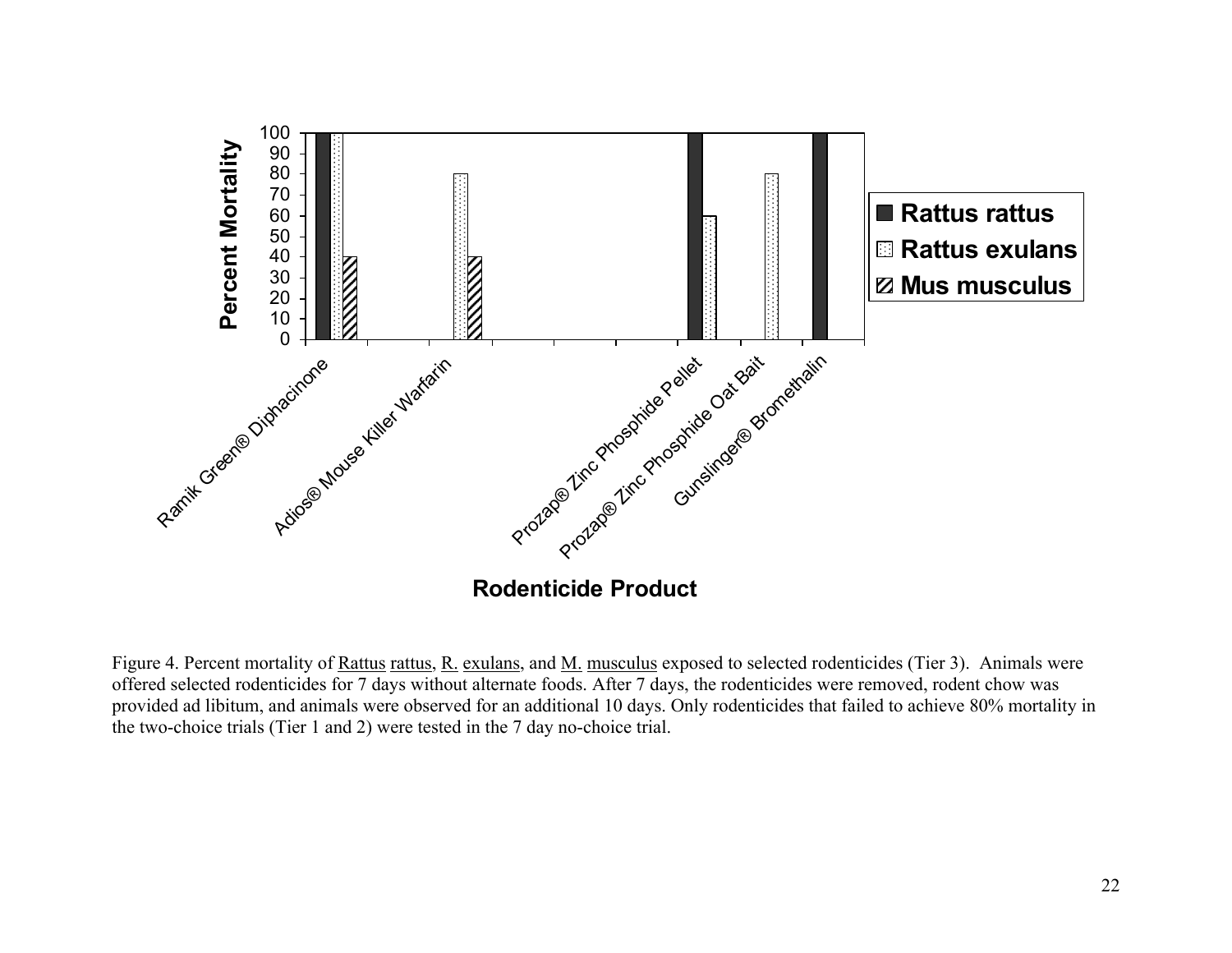Figure 4. Percent mortality of Rattus rattus, R. exulans, and M. musculus exposed to selected rodenticides (Tier 3). Animals were offered selected rodenticides for 7 days without alternate foods. After 7 days, the rodenticides were removed, rodent chow was provided ad libitum, and animals were observed for an additional 10 days. Only rodenticides that failed to achieve 80% mortality in the two-choice trials (Tier 1 and 2) were tested in the 7 day no-choice trial.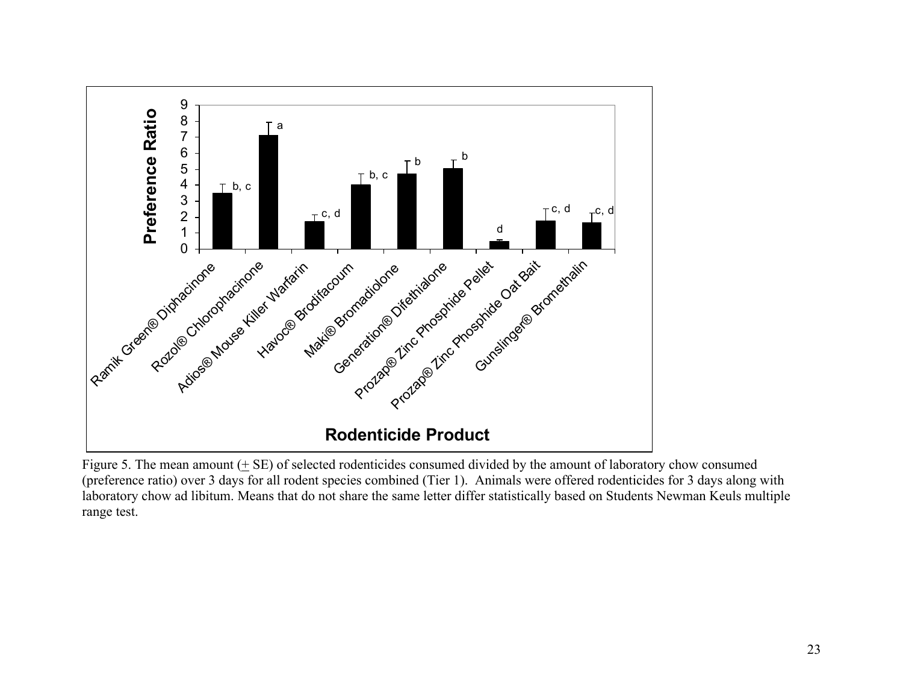Figure 5. The mean amount (+ SE) of selected rodenticides consumed divided by the amount of laboratory chow consumed (preference ratio) over 3 days for all rodent species combined (Tier 1). Animals were offered rodenticides for 3 days along with laboratory chow ad libitum. Means that do not share the same letter differ statistically based on Students Newman Keuls multiple range test.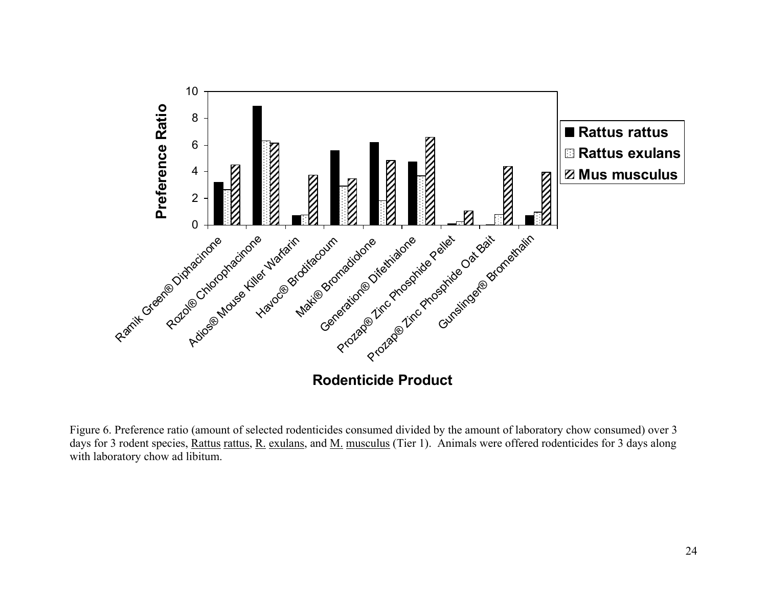Figure 6. Preference ratio (amount of selected rodenticides consumed divided by the amount of laboratory chow consumed) over 3 days for 3 rodent species, Rattus rattus, R. exulans, and M. musculus (Tier 1). Animals were offered rodenticides for 3 days along with laboratory chow ad libitum.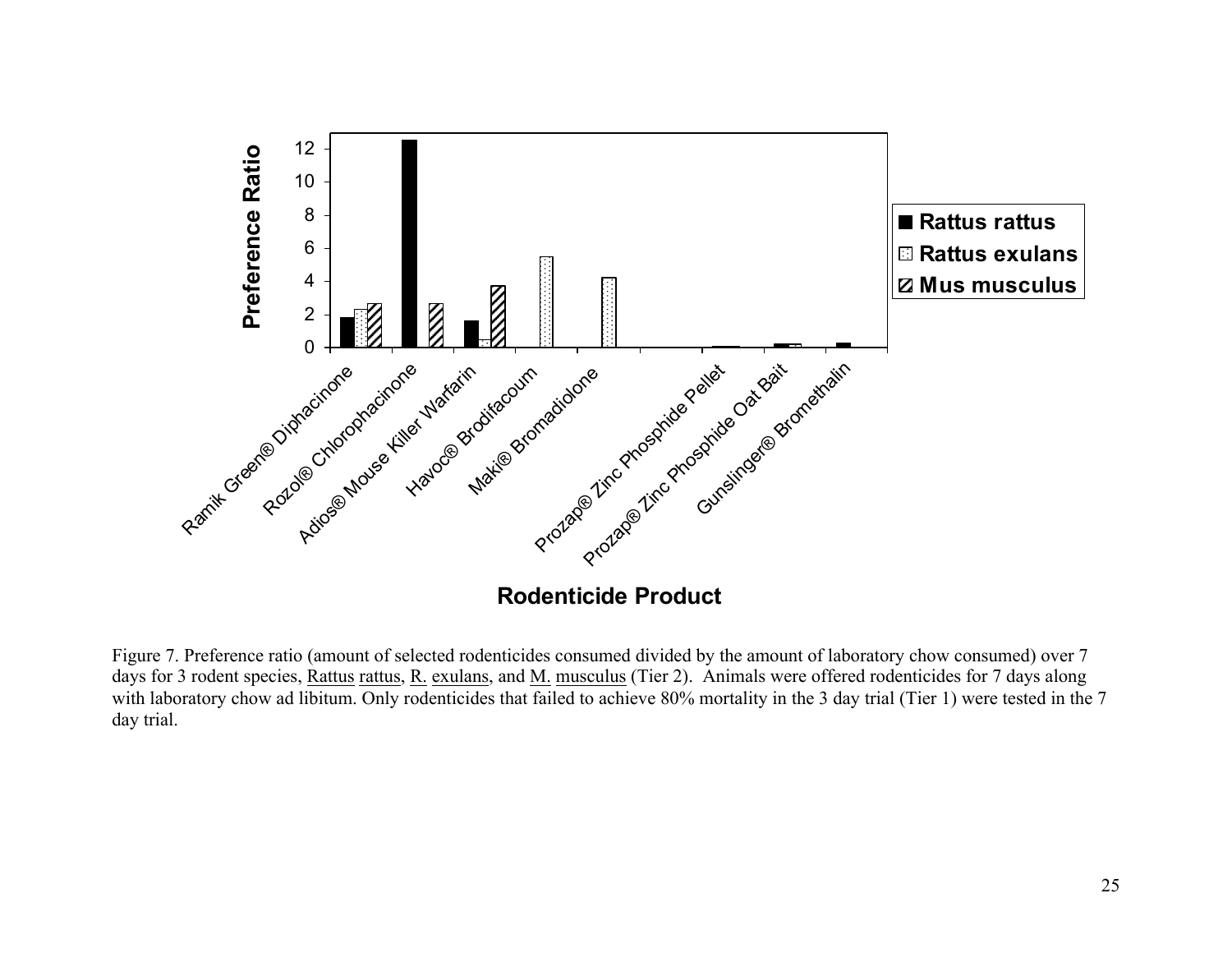Figure 7. Preference ratio (amount of selected rodenticides consumed divided by the amount of laboratory chow consumed) over 7 days for 3 rodent species, Rattus rattus, R. exulans, and M. musculus (Tier 2). Animals were offered rodenticides for 7 days along with laboratory chow ad libitum. Only rodenticides that failed to achieve 80% mortality in the 3 day trial (Tier 1) were tested in the 7 day trial.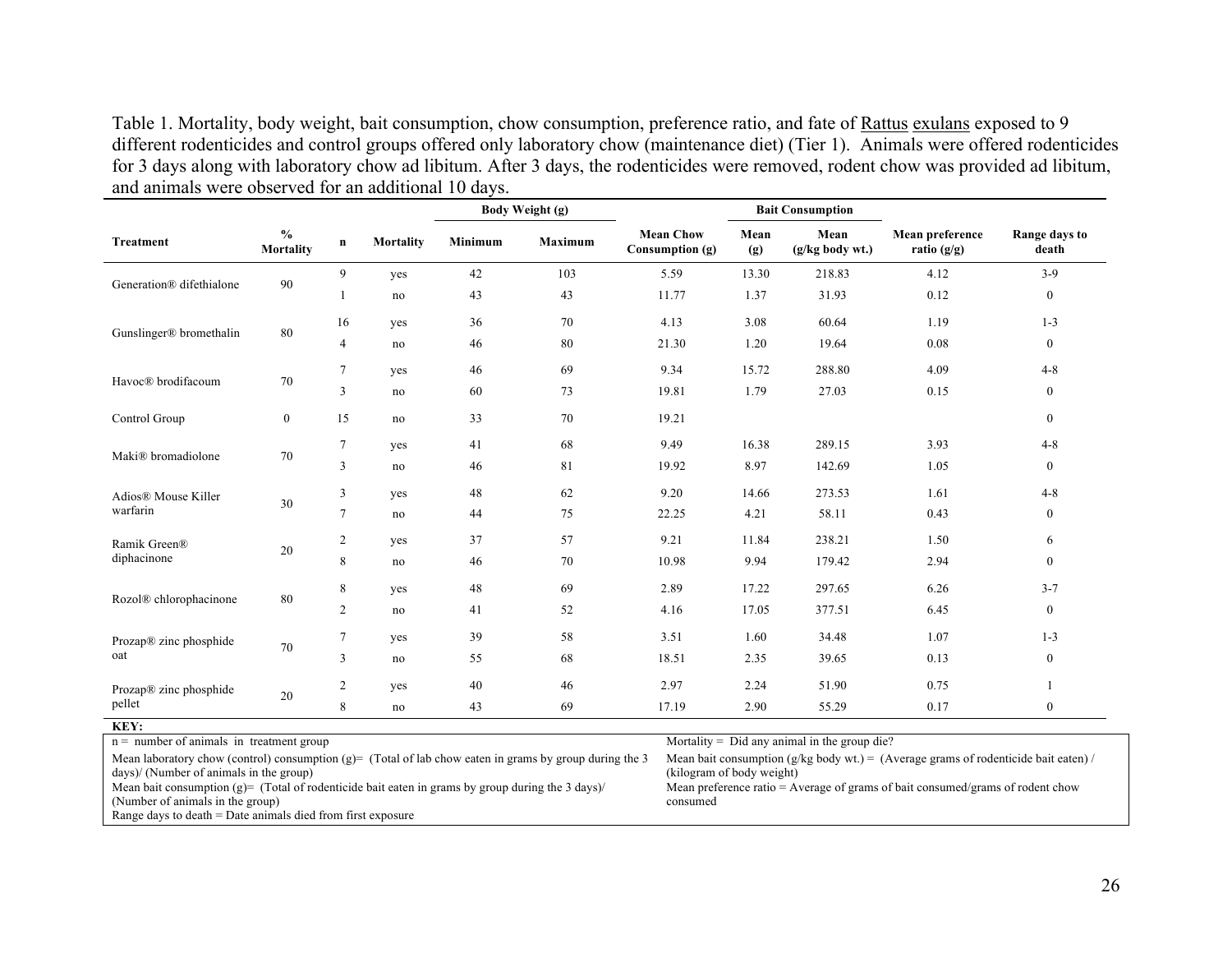Table 1. Mortality, body weight, bait consumption, chow consumption, preference ratio, and fate of Rattus exulans exposed to 9 different rodenticides and control groups offered only laboratory chow (maintenance diet) (Tier 1). Animals were offered rodenticides for 3 days along with laboratory chow ad libitum. After 3 days, the rodenticides were removed, rodent chow was provided ad libitum, and animals were observed for an additional 10 days.

| | | | | Body Weight (g) | | | Bait Consumption | | | |
|---|---|---|---|---|---|---|---|---|---|---|
| **Treatment** | **% Mortality** | **n** | **Mortality** | **Minimum** | **Maximum** | **Mean Chow Consumption (g)** | **Mean (g)** | **Mean (g/kg body wt.)** | **Mean preference ratio (g/g)** | **Range days to death** |
| Generation® difethialone | 90 | 9 | yes | 42 | 103 | 5.59 | 13.30 | 218.83 | 4.12 | 3-9 |
| | | 1 | no | 43 | 43 | 11.77 | 1.37 | 31.93 | 0.12 | 0 |
| Gunslinger® bromethalin | 80 | 16 | yes | 36 | 70 | 4.13 | 3.08 | 60.64 | 1.19 | 1-3 |
| | | 4 | no | 46 | 80 | 21.30 | 1.20 | 19.64 | 0.08 | 0 |
| Havoc® brodifacoum | 70 | 7 | yes | 46 | 69 | 9.34 | 15.72 | 288.80 | 4.09 | 4-8 |
| | | 3 | no | 60 | 73 | 19.81 | 1.79 | 27.03 | 0.15 | 0 |
| Control Group | 0 | 15 | no | 33 | 70 | 19.21 | | | | 0 |
| Maki® bromadiolone | 70 | 7 | yes | 41 | 68 | 9.49 | 16.38 | 289.15 | 3.93 | 4-8 |
| | | 3 | no | 46 | 81 | 19.92 | 8.97 | 142.69 | 1.05 | 0 |
| Adios® Mouse Killer warfarin | 30 | 3 | yes | 48 | 62 | 9.20 | 14.66 | 273.53 | 1.61 | 4-8 |
| | | 7 | no | 44 | 75 | 22.25 | 4.21 | 58.11 | 0.43 | 0 |
| Ramik Green® diphacinone | 20 | 2 | yes | 37 | 57 | 9.21 | 11.84 | 238.21 | 1.50 | 6 |
| | | 8 | no | 46 | 70 | 10.98 | 9.94 | 179.42 | 2.94 | 0 |
| Rozol® chlorophacinone | 80 | 8 | yes | 48 | 69 | 2.89 | 17.22 | 297.65 | 6.26 | 3-7 |
| | | 2 | no | 41 | 52 | 4.16 | 17.05 | 377.51 | 6.45 | 0 |
| Prozap® zinc phosphide oat | 70 | 7 | yes | 39 | 58 | 3.51 | 1.60 | 34.48 | 1.07 | 1-3 |
| | | 3 | no | 55 | 68 | 18.51 | 2.35 | 39.65 | 0.13 | 0 |
| Prozap® zinc phosphide pellet | 20 | 2 | yes | 40 | 46 | 2.97 | 2.24 | 51.90 | 0.75 | 1 |
| | | 8 | no | 43 | 69 | 17.19 | 2.90 | 55.29 | 0.17 | 0 |

**KEY:**

n = number of animals in treatment group

Mean laboratory chow (control) consumption (g)= (Total of lab chow eaten in grams by group during the 3 days)/ (Number of animals in the group)

Mean bait consumption (g)= (Total of rodenticide bait eaten in grams by group during the 3 days)/ (Number of animals in the group)

Range days to death = Date animals died from first exposure

Mortality = Did any animal in the group die?

Mean bait consumption (g/kg body wt.) = (Average grams of rodenticide bait eaten) / (kilogram of body weight)

Mean preference ratio = Average of grams of bait consumed/grams of rodent chow consumed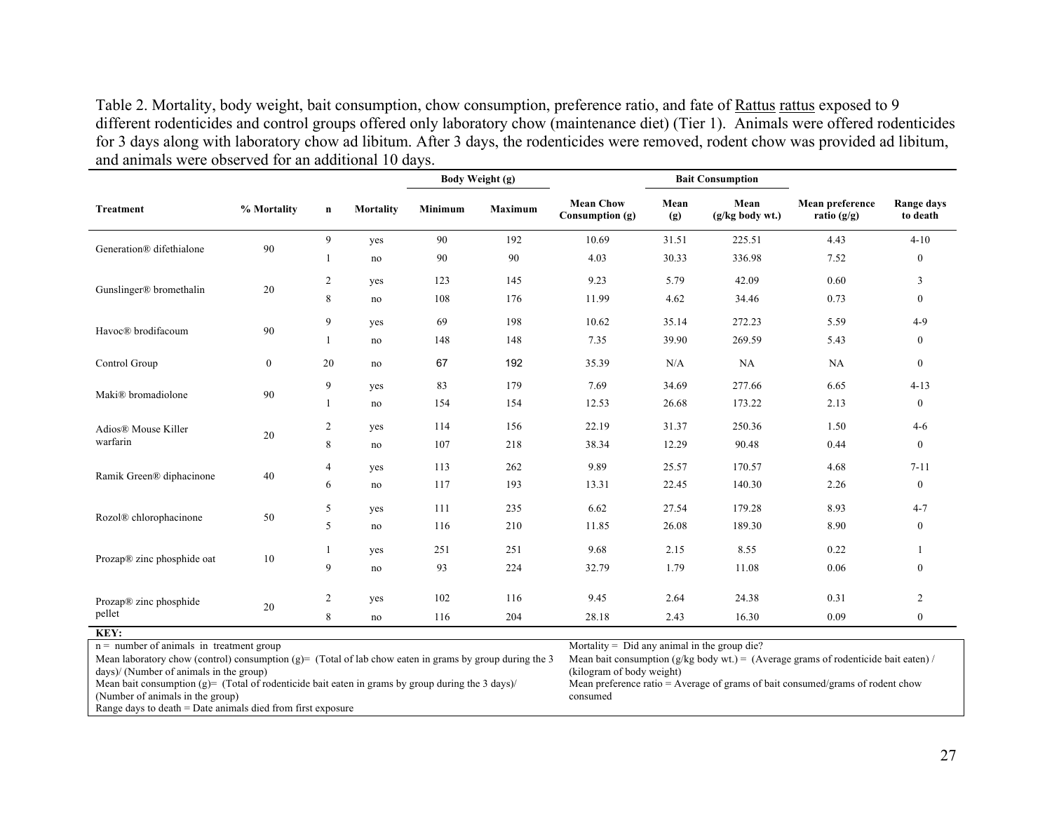Table 2. Mortality, body weight, bait consumption, chow consumption, preference ratio, and fate of Rattus rattus exposed to 9 different rodenticides and control groups offered only laboratory chow (maintenance diet) (Tier 1). Animals were offered rodenticides for 3 days along with laboratory chow ad libitum. After 3 days, the rodenticides were removed, rodent chow was provided ad libitum, and animals were observed for an additional 10 days.

| Treatment | % Mortality | n | Mortality | Body Weight (g) | | Mean Chow Consumption (g) | Bait Consumption | | Mean preference ratio (g/g) | Range days to death |
|---|---|---|---|---|---|---|---|---|---|---|
| | | | | Minimum | Maximum | | Mean (g) | Mean (g/kg body wt.) | | |
| Generation® difethialone | 90 | 9 | yes | 90 | 192 | 10.69 | 31.51 | 225.51 | 4.43 | 4-10 |
| | | 1 | no | 90 | 90 | 4.03 | 30.33 | 336.98 | 7.52 | 0 |
| Gunslinger® bromethalin | 20 | 2 | yes | 123 | 145 | 9.23 | 5.79 | 42.09 | 0.60 | 3 |
| | | 8 | no | 108 | 176 | 11.99 | 4.62 | 34.46 | 0.73 | 0 |
| Havoc® brodifacoum | 90 | 9 | yes | 69 | 198 | 10.62 | 35.14 | 272.23 | 5.59 | 4-9 |
| | | 1 | no | 148 | 148 | 7.35 | 39.90 | 269.59 | 5.43 | 0 |
| Control Group | 0 | 20 | no | 67 | 192 | 35.39 | N/A | NA | NA | 0 |
| Maki® bromadiolone | 90 | 9 | yes | 83 | 179 | 7.69 | 34.69 | 277.66 | 6.65 | 4-13 |
| | | 1 | no | 154 | 154 | 12.53 | 26.68 | 173.22 | 2.13 | 0 |
| Adios® Mouse Killer warfarin | 20 | 2 | yes | 114 | 156 | 22.19 | 31.37 | 250.36 | 1.50 | 4-6 |
| | | 8 | no | 107 | 218 | 38.34 | 12.29 | 90.48 | 0.44 | 0 |
| Ramik Green® diphacinone | 40 | 4 | yes | 113 | 262 | 9.89 | 25.57 | 170.57 | 4.68 | 7-11 |
| | | 6 | no | 117 | 193 | 13.31 | 22.45 | 140.30 | 2.26 | 0 |
| Rozol® chlorophacinone | 50 | 5 | yes | 111 | 235 | 6.62 | 27.54 | 179.28 | 8.93 | 4-7 |
| | | 5 | no | 116 | 210 | 11.85 | 26.08 | 189.30 | 8.90 | 0 |
| Prozap® zinc phosphide oat | 10 | 1 | yes | 251 | 251 | 9.68 | 2.15 | 8.55 | 0.22 | 1 |
| | | 9 | no | 93 | 224 | 32.79 | 1.79 | 11.08 | 0.06 | 0 |
| Prozap® zinc phosphide pellet | 20 | 2 | yes | 102 | 116 | 9.45 | 2.64 | 24.38 | 0.31 | 2 |
| | | 8 | no | 116 | 204 | 28.18 | 2.43 | 16.30 | 0.09 | 0 |

**KEY:**

n = number of animals in treatment group

Mean laboratory chow (control) consumption (g)= (Total of lab chow eaten in grams by group during the 3 days)/ (Number of animals in the group)

Mean bait consumption (g)= (Total of rodenticide bait eaten in grams by group during the 3 days)/ (Number of animals in the group)

Range days to death = Date animals died from first exposure

Mortality = Did any animal in the group die?

Mean bait consumption (g/kg body wt.) = (Average grams of rodenticide bait eaten) / (kilogram of body weight)

Mean preference ratio = Average of grams of bait consumed/grams of rodent chow consumed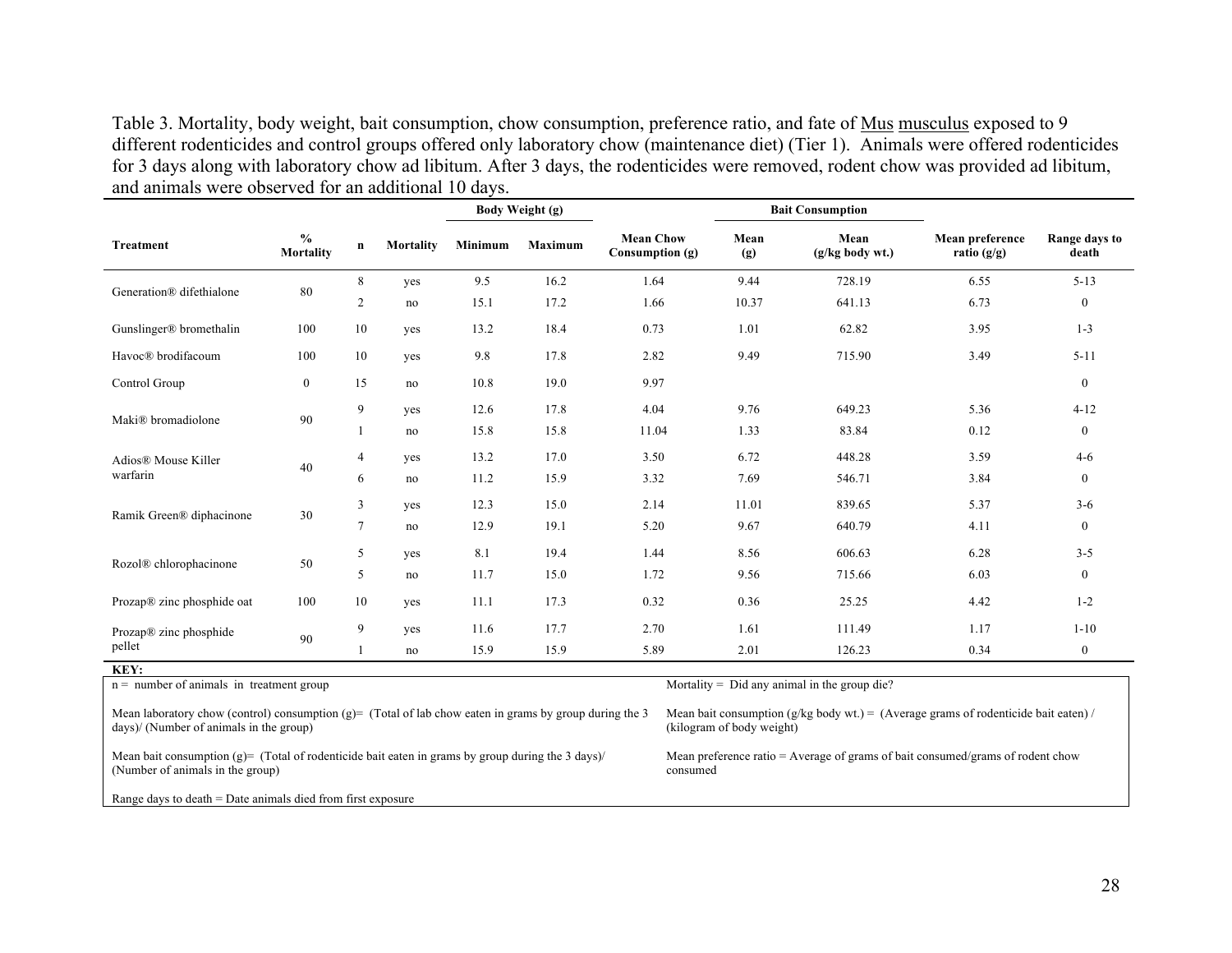Table 3. Mortality, body weight, bait consumption, chow consumption, preference ratio, and fate of Mus musculus exposed to 9 different rodenticides and control groups offered only laboratory chow (maintenance diet) (Tier 1). Animals were offered rodenticides for 3 days along with laboratory chow ad libitum. After 3 days, the rodenticides were removed, rodent chow was provided ad libitum, and animals were observed for an additional 10 days.

| | | | | Body Weight (g) | | | Bait Consumption | | | |
|---|---|---|---|---|---|---|---|---|---|---|
| **Treatment** | **% Mortality** | **n** | **Mortality** | **Minimum** | **Maximum** | **Mean Chow Consumption (g)** | **Mean (g)** | **Mean (g/kg body wt.)** | **Mean preference ratio (g/g)** | **Range days to death** |
| Generation® difethialone | 80 | 8 | yes | 9.5 | 16.2 | 1.64 | 9.44 | 728.19 | 6.55 | 5-13 |
| | | 2 | no | 15.1 | 17.2 | 1.66 | 10.37 | 641.13 | 6.73 | 0 |
| Gunslinger® bromethalin | 100 | 10 | yes | 13.2 | 18.4 | 0.73 | 1.01 | 62.82 | 3.95 | 1-3 |
| Havoc® brodifacoum | 100 | 10 | yes | 9.8 | 17.8 | 2.82 | 9.49 | 715.90 | 3.49 | 5-11 |
| Control Group | 0 | 15 | no | 10.8 | 19.0 | 9.97 | | | | 0 |
| Maki® bromadiolone | 90 | 9 | yes | 12.6 | 17.8 | 4.04 | 9.76 | 649.23 | 5.36 | 4-12 |
| | | 1 | no | 15.8 | 15.8 | 11.04 | 1.33 | 83.84 | 0.12 | 0 |
| Adios® Mouse Killer warfarin | 40 | 4 | yes | 13.2 | 17.0 | 3.50 | 6.72 | 448.28 | 3.59 | 4-6 |
| | | 6 | no | 11.2 | 15.9 | 3.32 | 7.69 | 546.71 | 3.84 | 0 |
| Ramik Green® diphacinone | 30 | 3 | yes | 12.3 | 15.0 | 2.14 | 11.01 | 839.65 | 5.37 | 3-6 |
| | | 7 | no | 12.9 | 19.1 | 5.20 | 9.67 | 640.79 | 4.11 | 0 |
| Rozol® chlorophacinone | 50 | 5 | yes | 8.1 | 19.4 | 1.44 | 8.56 | 606.63 | 6.28 | 3-5 |
| | | 5 | no | 11.7 | 15.0 | 1.72 | 9.56 | 715.66 | 6.03 | 0 |
| Prozap® zinc phosphide oat | 100 | 10 | yes | 11.1 | 17.3 | 0.32 | 0.36 | 25.25 | 4.42 | 1-2 |
| Prozap® zinc phosphide pellet | 90 | 9 | yes | 11.6 | 17.7 | 2.70 | 1.61 | 111.49 | 1.17 | 1-10 |
| | | 1 | no | 15.9 | 15.9 | 5.89 | 2.01 | 126.23 | 0.34 | 0 |

**KEY:**

n = number of animals in treatment group

Mortality = Did any animal in the group die?

Mean laboratory chow (control) consumption (g)= (Total of lab chow eaten in grams by group during the 3 days)/ (Number of animals in the group)

Mean bait consumption (g/kg body wt.) = (Average grams of rodenticide bait eaten) / (kilogram of body weight)

Mean bait consumption (g)= (Total of rodenticide bait eaten in grams by group during the 3 days)/ (Number of animals in the group)

Mean preference ratio = Average of grams of bait consumed/grams of rodent chow consumed

Range days to death = Date animals died from first exposure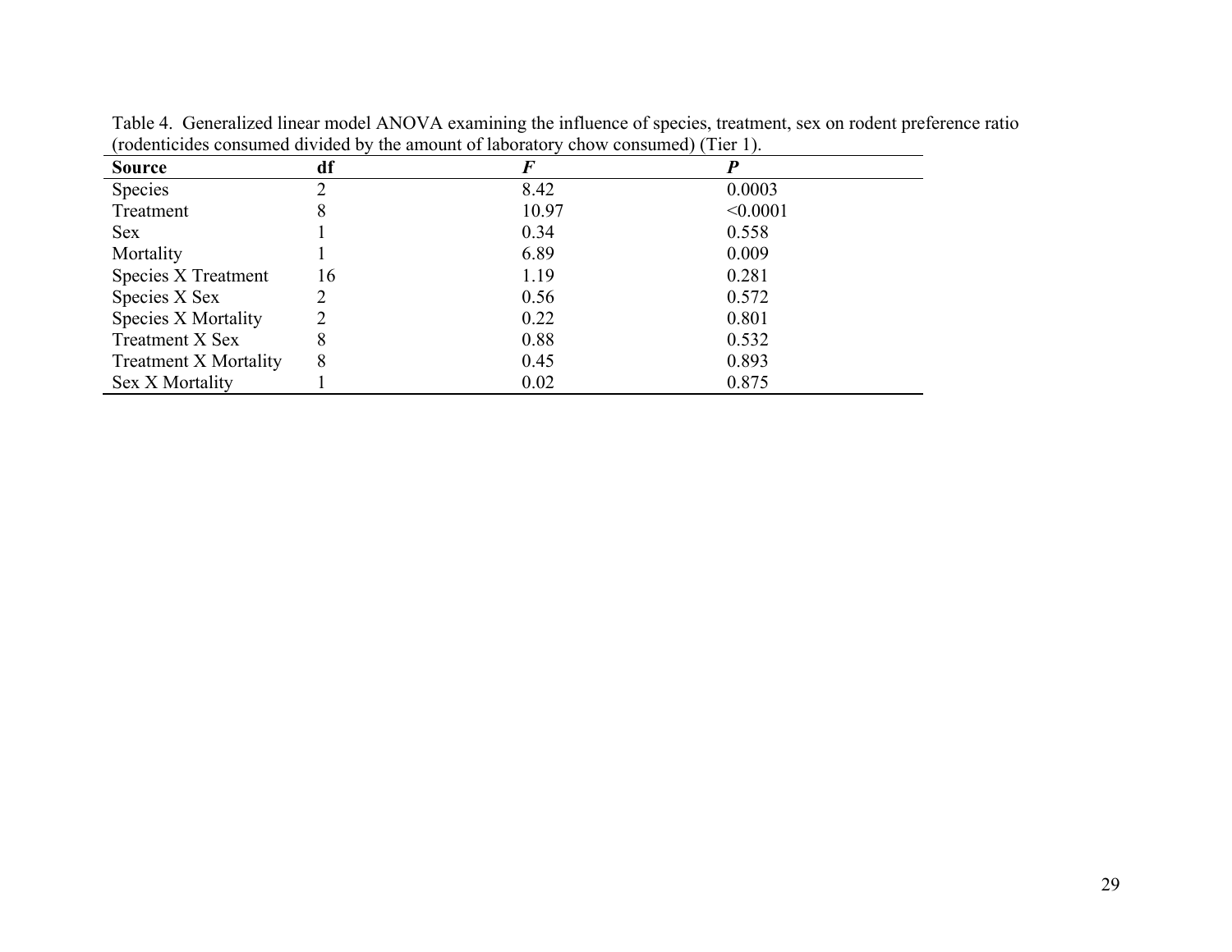Table 4. Generalized linear model ANOVA examining the influence of species, treatment, sex on rodent preference ratio (rodenticides consumed divided by the amount of laboratory chow consumed) (Tier 1).

| **Source** | **df** | ***F*** | ***P*** |
|---|---|---|---|
| Species | 2 | 8.42 | 0.0003 |
| Treatment | 8 | 10.97 | <0.0001 |
| Sex | 1 | 0.34 | 0.558 |
| Mortality | 1 | 6.89 | 0.009 |
| Species X Treatment | 16 | 1.19 | 0.281 |
| Species X Sex | 2 | 0.56 | 0.572 |
| Species X Mortality | 2 | 0.22 | 0.801 |
| Treatment X Sex | 8 | 0.88 | 0.532 |
| Treatment X Mortality | 8 | 0.45 | 0.893 |
| Sex X Mortality | 1 | 0.02 | 0.875 |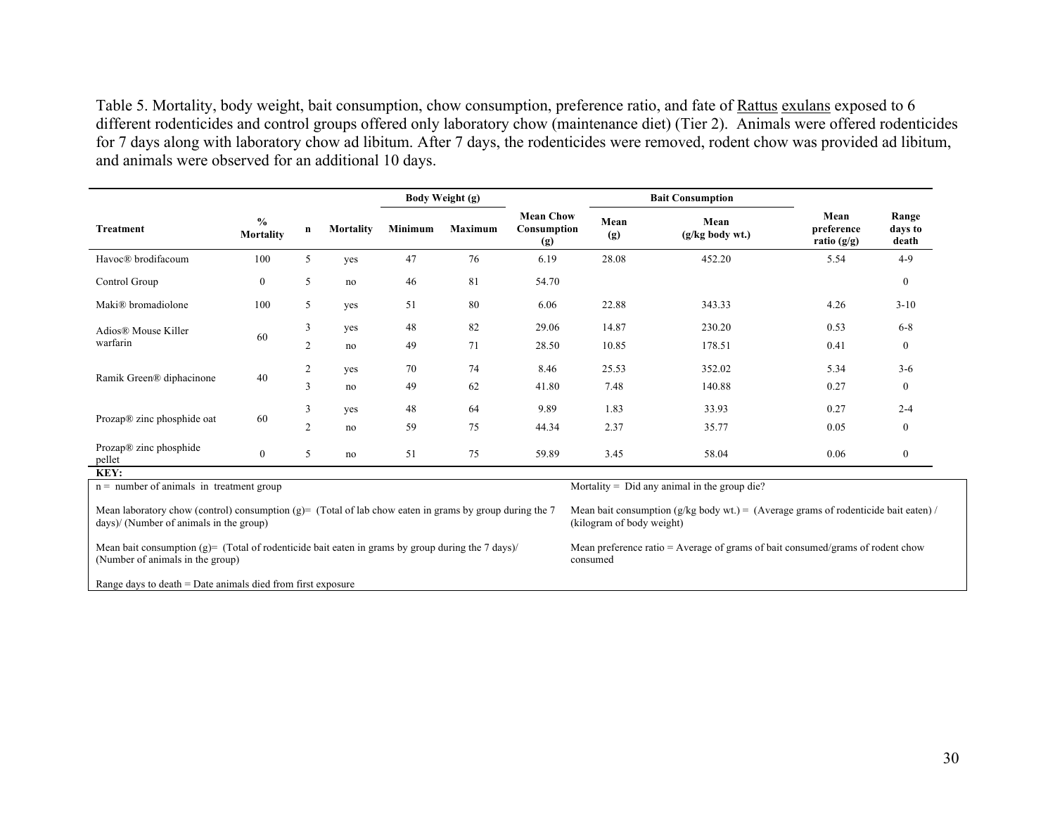Table 5. Mortality, body weight, bait consumption, chow consumption, preference ratio, and fate of Rattus exulans exposed to 6 different rodenticides and control groups offered only laboratory chow (maintenance diet) (Tier 2). Animals were offered rodenticides for 7 days along with laboratory chow ad libitum. After 7 days, the rodenticides were removed, rodent chow was provided ad libitum, and animals were observed for an additional 10 days.

| Treatment | % Mortality | n | Mortality | Body Weight (g) | | Mean Chow Consumption (g) | Bait Consumption | | Mean preference ratio (g/g) | Range days to death |
|---|---|---|---|---|---|---|---|---|---|---|
| | | | | Minimum | Maximum | | Mean (g) | Mean (g/kg body wt.) | | |
| Havoc® brodifacoum | 100 | 5 | yes | 47 | 76 | 6.19 | 28.08 | 452.20 | 5.54 | 4-9 |
| Control Group | 0 | 5 | no | 46 | 81 | 54.70 | | | | 0 |
| Maki® bromadiolone | 100 | 5 | yes | 51 | 80 | 6.06 | 22.88 | 343.33 | 4.26 | 3-10 |
| Adios® Mouse Killer warfarin | 60 | 3 | yes | 48 | 82 | 29.06 | 14.87 | 230.20 | 0.53 | 6-8 |
| | | 2 | no | 49 | 71 | 28.50 | 10.85 | 178.51 | 0.41 | 0 |
| Ramik Green® diphacinone | 40 | 2 | yes | 70 | 74 | 8.46 | 25.53 | 352.02 | 5.34 | 3-6 |
| | | 3 | no | 49 | 62 | 41.80 | 7.48 | 140.88 | 0.27 | 0 |
| Prozap® zinc phosphide oat | 60 | 3 | yes | 48 | 64 | 9.89 | 1.83 | 33.93 | 0.27 | 2-4 |
| | | 2 | no | 59 | 75 | 44.34 | 2.37 | 35.77 | 0.05 | 0 |
| Prozap® zinc phosphide pellet | 0 | 5 | no | 51 | 75 | 59.89 | 3.45 | 58.04 | 0.06 | 0 |

**KEY:**

n = number of animals in treatment group

Mortality = Did any animal in the group die?

Mean laboratory chow (control) consumption (g)= (Total of lab chow eaten in grams by group during the 7 days)/ (Number of animals in the group)

Mean bait consumption (g/kg body wt.) = (Average grams of rodenticide bait eaten) / (kilogram of body weight)

Mean bait consumption (g)= (Total of rodenticide bait eaten in grams by group during the 7 days)/ (Number of animals in the group)

Mean preference ratio = Average of grams of bait consumed/grams of rodent chow consumed

Range days to death = Date animals died from first exposure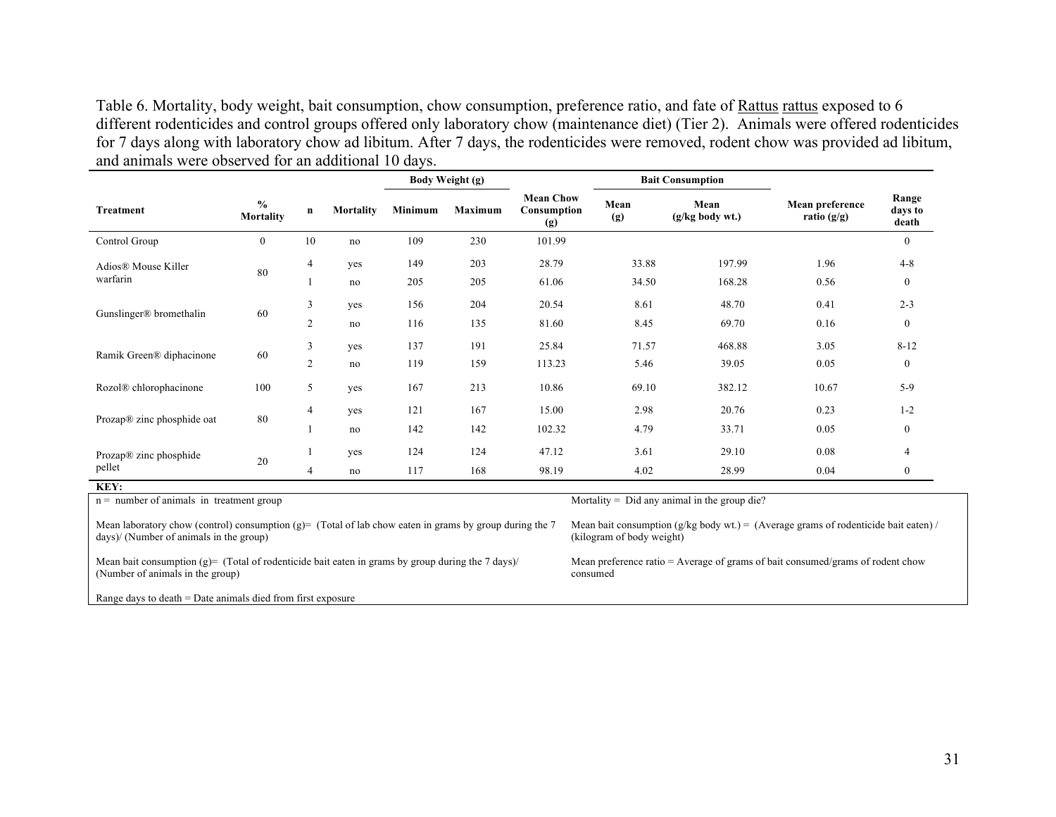Table 6. Mortality, body weight, bait consumption, chow consumption, preference ratio, and fate of Rattus rattus exposed to 6 different rodenticides and control groups offered only laboratory chow (maintenance diet) (Tier 2). Animals were offered rodenticides for 7 days along with laboratory chow ad libitum. After 7 days, the rodenticides were removed, rodent chow was provided ad libitum, and animals were observed for an additional 10 days.

| Treatment | % Mortality | n | Mortality | Body Weight (g) | | Mean Chow Consumption (g) | Bait Consumption | | Mean preference ratio (g/g) | Range days to death |
|---|---|---|---|---|---|---|---|---|---|---|
| | | | | Minimum | Maximum | | Mean (g) | Mean (g/kg body wt.) | | |
| Control Group | 0 | 10 | no | 109 | 230 | 101.99 | | | | 0 |
| Adios® Mouse Killer warfarin | 80 | 4 | yes | 149 | 203 | 28.79 | 33.88 | 197.99 | 1.96 | 4-8 |
| | | 1 | no | 205 | 205 | 61.06 | 34.50 | 168.28 | 0.56 | 0 |
| Gunslinger® bromethalin | 60 | 3 | yes | 156 | 204 | 20.54 | 8.61 | 48.70 | 0.41 | 2-3 |
| | | 2 | no | 116 | 135 | 81.60 | 8.45 | 69.70 | 0.16 | 0 |
| Ramik Green® diphacinone | 60 | 3 | yes | 137 | 191 | 25.84 | 71.57 | 468.88 | 3.05 | 8-12 |
| | | 2 | no | 119 | 159 | 113.23 | 5.46 | 39.05 | 0.05 | 0 |
| Rozol® chlorophacinone | 100 | 5 | yes | 167 | 213 | 10.86 | 69.10 | 382.12 | 10.67 | 5-9 |
| Prozap® zinc phosphide oat | 80 | 4 | yes | 121 | 167 | 15.00 | 2.98 | 20.76 | 0.23 | 1-2 |
| | | 1 | no | 142 | 142 | 102.32 | 4.79 | 33.71 | 0.05 | 0 |
| Prozap® zinc phosphide pellet | 20 | 1 | yes | 124 | 124 | 47.12 | 3.61 | 29.10 | 0.08 | 4 |
| | | 4 | no | 117 | 168 | 98.19 | 4.02 | 28.99 | 0.04 | 0 |

**KEY:**

n = number of animals in treatment group

Mean laboratory chow (control) consumption (g)= (Total of lab chow eaten in grams by group during the 7 days)/ (Number of animals in the group)

Mean bait consumption (g)= (Total of rodenticide bait eaten in grams by group during the 7 days)/ (Number of animals in the group)

Range days to death = Date animals died from first exposure

Mortality = Did any animal in the group die?

Mean bait consumption (g/kg body wt.) = (Average grams of rodenticide bait eaten) / (kilogram of body weight)

Mean preference ratio = Average of grams of bait consumed/grams of rodent chow consumed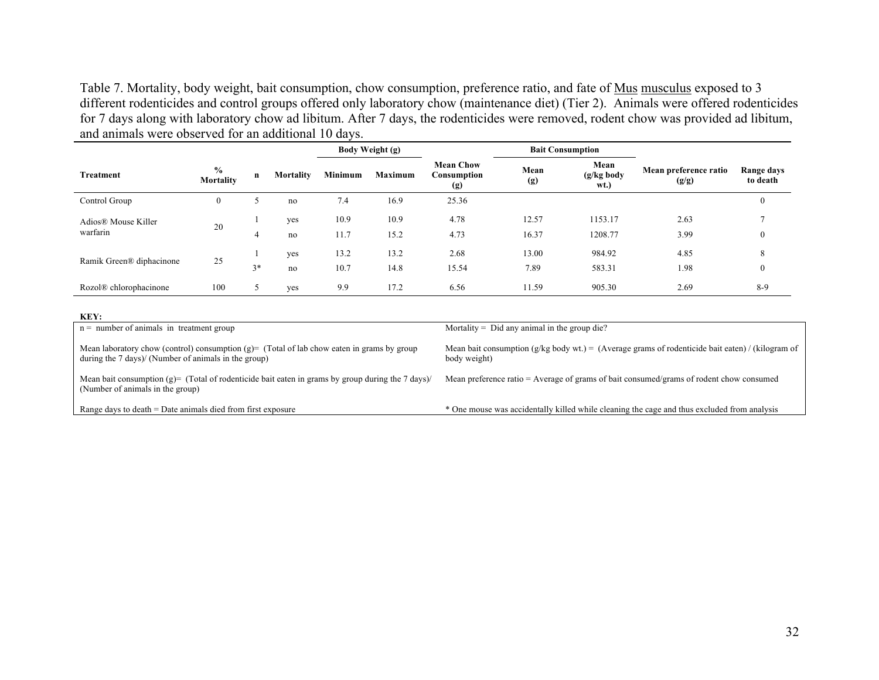Table 7. Mortality, body weight, bait consumption, chow consumption, preference ratio, and fate of Mus musculus exposed to 3 different rodenticides and control groups offered only laboratory chow (maintenance diet) (Tier 2). Animals were offered rodenticides for 7 days along with laboratory chow ad libitum. After 7 days, the rodenticides were removed, rodent chow was provided ad libitum, and animals were observed for an additional 10 days.

| Treatment | % Mortality | n | Mortality | Body Weight (g) | | Mean Chow Consumption (g) | Bait Consumption | | Mean preference ratio (g/g) | Range days to death |
|---|---|---|---|---|---|---|---|---|---|---|
| | | | | Minimum | Maximum | | Mean (g) | Mean (g/kg body wt.) | | |
| Control Group | 0 | 5 | no | 7.4 | 16.9 | 25.36 | | | | 0 |
| Adios® Mouse Killer warfarin | 20 | 1 | yes | 10.9 | 10.9 | 4.78 | 12.57 | 1153.17 | 2.63 | 7 |
| | | 4 | no | 11.7 | 15.2 | 4.73 | 16.37 | 1208.77 | 3.99 | 0 |
| Ramik Green® diphacinone | 25 | 1 | yes | 13.2 | 13.2 | 2.68 | 13.00 | 984.92 | 4.85 | 8 |
| | | 3* | no | 10.7 | 14.8 | 15.54 | 7.89 | 583.31 | 1.98 | 0 |
| Rozol® chlorophacinone | 100 | 5 | yes | 9.9 | 17.2 | 6.56 | 11.59 | 905.30 | 2.69 | 8-9 |

**KEY:**

n = number of animals in treatment group

Mean laboratory chow (control) consumption (g)= (Total of lab chow eaten in grams by group during the 7 days)/ (Number of animals in the group)

Mean bait consumption (g)= (Total of rodenticide bait eaten in grams by group during the 7 days)/ (Number of animals in the group)

Range days to death = Date animals died from first exposure

Mortality = Did any animal in the group die?

Mean bait consumption (g/kg body wt.) = (Average grams of rodenticide bait eaten) / (kilogram of body weight)

Mean preference ratio = Average of grams of bait consumed/grams of rodent chow consumed

* One mouse was accidentally killed while cleaning the cage and thus excluded from analysis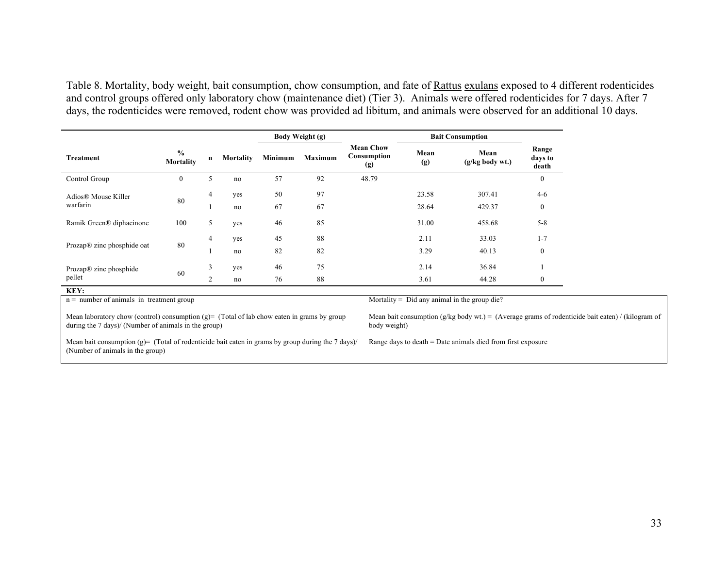Table 8. Mortality, body weight, bait consumption, chow consumption, and fate of Rattus exulans exposed to 4 different rodenticides and control groups offered only laboratory chow (maintenance diet) (Tier 3). Animals were offered rodenticides for 7 days. After 7 days, the rodenticides were removed, rodent chow was provided ad libitum, and animals were observed for an additional 10 days.

| Treatment | % Mortality | n | Mortality | Body Weight (g) | | Mean Chow Consumption (g) | Bait Consumption | | Range days to death |
|---|---|---|---|---|---|---|---|---|---|
| | | | | Minimum | Maximum | | Mean (g) | Mean (g/kg body wt.) | |
| Control Group | 0 | 5 | no | 57 | 92 | 48.79 | | | 0 |
| Adios® Mouse Killer warfarin | 80 | 4 | yes | 50 | 97 | | 23.58 | 307.41 | 4-6 |
| | | 1 | no | 67 | 67 | | 28.64 | 429.37 | 0 |
| Ramik Green® diphacinone | 100 | 5 | yes | 46 | 85 | | 31.00 | 458.68 | 5-8 |
| Prozap® zinc phosphide oat | 80 | 4 | yes | 45 | 88 | | 2.11 | 33.03 | 1-7 |
| | | 1 | no | 82 | 82 | | 3.29 | 40.13 | 0 |
| Prozap® zinc phosphide pellet | 60 | 3 | yes | 46 | 75 | | 2.14 | 36.84 | 1 |
| | | 2 | no | 76 | 88 | | 3.61 | 44.28 | 0 |

**KEY:**

n = number of animals in treatment group

Mean laboratory chow (control) consumption (g)= (Total of lab chow eaten in grams by group during the 7 days)/ (Number of animals in the group)

Mean bait consumption (g)= (Total of rodenticide bait eaten in grams by group during the 7 days)/ (Number of animals in the group)

Mortality = Did any animal in the group die?

Mean bait consumption (g/kg body wt.) = (Average grams of rodenticide bait eaten) / (kilogram of body weight)

Range days to death = Date animals died from first exposure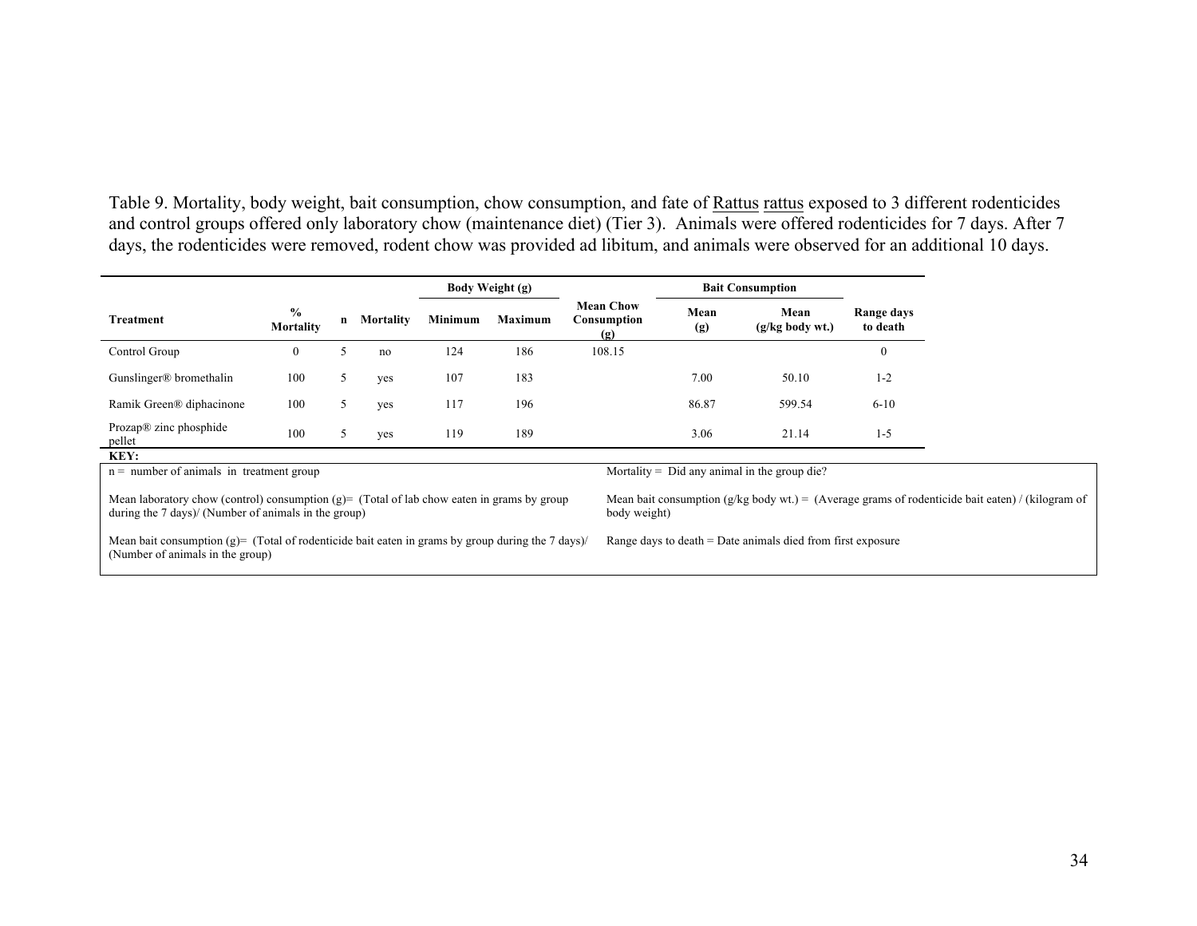Table 9. Mortality, body weight, bait consumption, chow consumption, and fate of Rattus rattus exposed to 3 different rodenticides and control groups offered only laboratory chow (maintenance diet) (Tier 3). Animals were offered rodenticides for 7 days. After 7 days, the rodenticides were removed, rodent chow was provided ad libitum, and animals were observed for an additional 10 days.

| Treatment | % Mortality | n | Mortality | Body Weight (g) | | Mean Chow Consumption (g) | Bait Consumption | | Range days to death |
|---|---|---|---|---|---|---|---|---|---|
| | | | | Minimum | Maximum | | Mean (g) | Mean (g/kg body wt.) | |
| Control Group | 0 | 5 | no | 124 | 186 | 108.15 | | | 0 |
| Gunslinger® bromethalin | 100 | 5 | yes | 107 | 183 | | 7.00 | 50.10 | 1-2 |
| Ramik Green® diphacinone | 100 | 5 | yes | 117 | 196 | | 86.87 | 599.54 | 6-10 |
| Prozap® zinc phosphide pellet | 100 | 5 | yes | 119 | 189 | | 3.06 | 21.14 | 1-5 |

**KEY:**

n = number of animals in treatment group

Mean laboratory chow (control) consumption (g)= (Total of lab chow eaten in grams by group during the 7 days)/ (Number of animals in the group)

Mean bait consumption (g)= (Total of rodenticide bait eaten in grams by group during the 7 days)/ (Number of animals in the group)

Mortality = Did any animal in the group die?

Mean bait consumption (g/kg body wt.) = (Average grams of rodenticide bait eaten) / (kilogram of body weight)

Range days to death = Date animals died from first exposure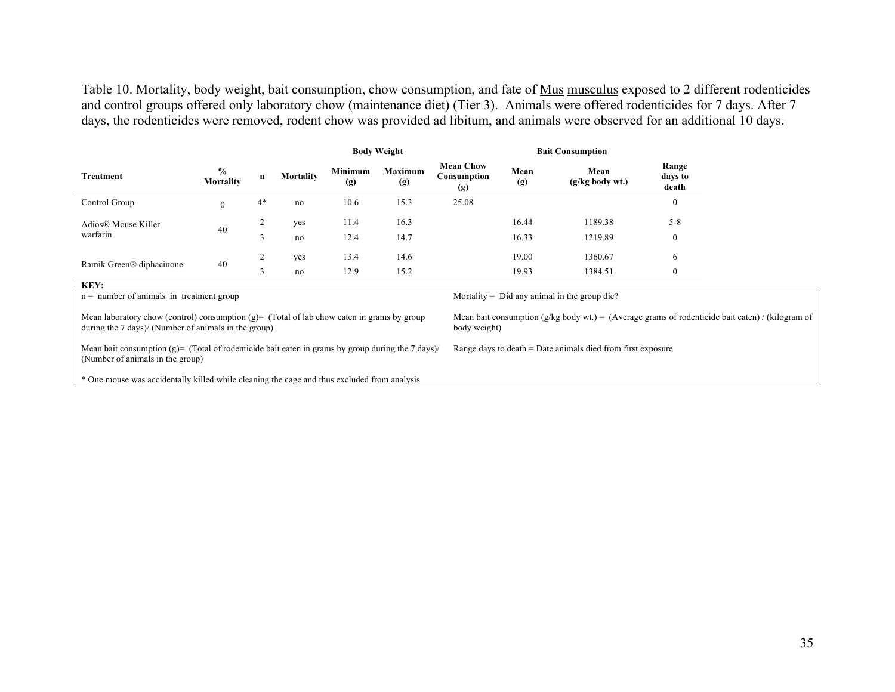Table 10. Mortality, body weight, bait consumption, chow consumption, and fate of Mus musculus exposed to 2 different rodenticides and control groups offered only laboratory chow (maintenance diet) (Tier 3). Animals were offered rodenticides for 7 days. After 7 days, the rodenticides were removed, rodent chow was provided ad libitum, and animals were observed for an additional 10 days.

| | | | | Body Weight | | | Bait Consumption | | |
|---|---|---|---|---|---|---|---|---|---|
| Treatment | % Mortality | n | Mortality | Minimum (g) | Maximum (g) | Mean Chow Consumption (g) | Mean (g) | Mean (g/kg body wt.) | Range days to death |
| Control Group | 0 | 4* | no | 10.6 | 15.3 | 25.08 | | | 0 |
| Adios® Mouse Killer warfarin | 40 | 2 | yes | 11.4 | 16.3 | | 16.44 | 1189.38 | 5-8 |
| | | 3 | no | 12.4 | 14.7 | | 16.33 | 1219.89 | 0 |
| Ramik Green® diphacinone | 40 | 2 | yes | 13.4 | 14.6 | | 19.00 | 1360.67 | 6 |
| | | 3 | no | 12.9 | 15.2 | | 19.93 | 1384.51 | 0 |

**KEY:**

n = number of animals in treatment group

Mean laboratory chow (control) consumption (g)= (Total of lab chow eaten in grams by group during the 7 days)/ (Number of animals in the group)

Mean bait consumption (g)= (Total of rodenticide bait eaten in grams by group during the 7 days)/ (Number of animals in the group)

\* One mouse was accidentally killed while cleaning the cage and thus excluded from analysis

Mortality = Did any animal in the group die?

Mean bait consumption (g/kg body wt.) = (Average grams of rodenticide bait eaten) / (kilogram of body weight)

Range days to death = Date animals died from first exposure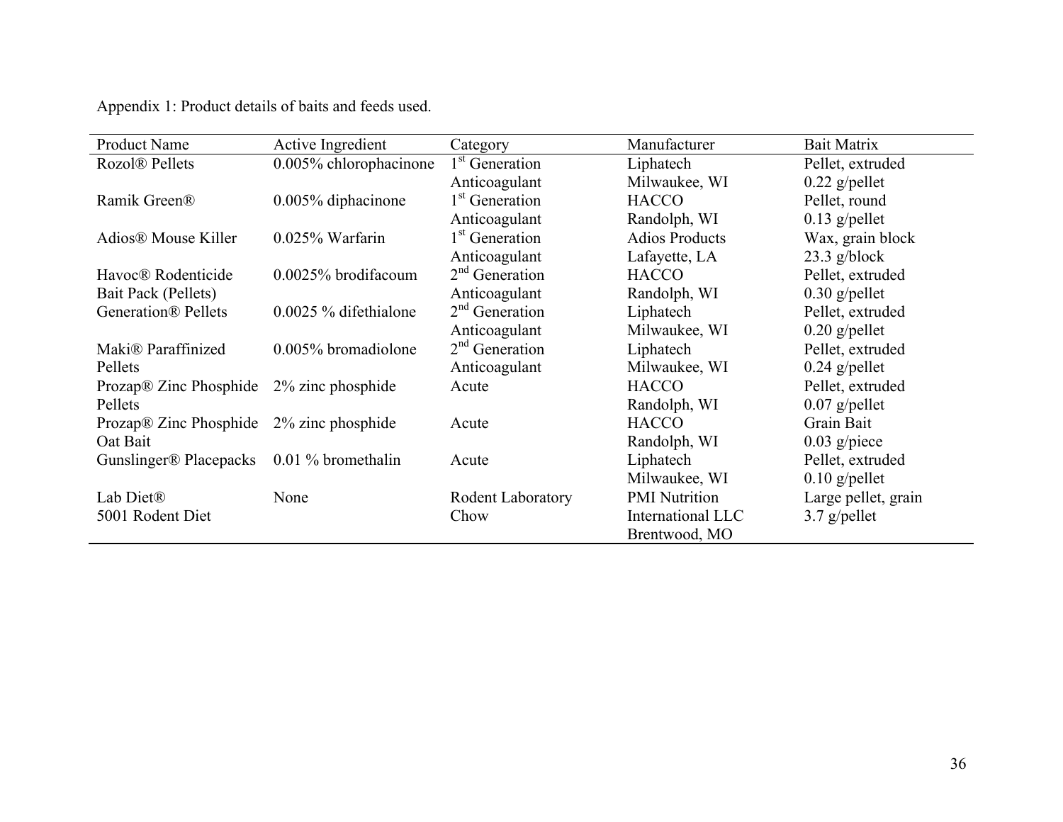Appendix 1: Product details of baits and feeds used.

| Product Name | Active Ingredient | Category | Manufacturer | Bait Matrix |
|---|---|---|---|---|
| Rozol® Pellets | 0.005% chlorophacinone | 1st Generation Anticoagulant | Liphatech Milwaukee, WI | Pellet, extruded 0.22 g/pellet |
| Ramik Green® | 0.005% diphacinone | 1st Generation Anticoagulant | HACCO Randolph, WI | Pellet, round 0.13 g/pellet |
| Adios® Mouse Killer | 0.025% Warfarin | 1st Generation Anticoagulant | Adios Products Lafayette, LA | Wax, grain block 23.3 g/block |
| Havoc® Rodenticide Bait Pack (Pellets) | 0.0025% brodifacoum | 2nd Generation Anticoagulant | HACCO Randolph, WI | Pellet, extruded 0.30 g/pellet |
| Generation® Pellets | 0.0025 % difethialone | 2nd Generation Anticoagulant | Liphatech Milwaukee, WI | Pellet, extruded 0.20 g/pellet |
| Maki® Paraffinized Pellets | 0.005% bromadiolone | 2nd Generation Anticoagulant | Liphatech Milwaukee, WI | Pellet, extruded 0.24 g/pellet |
| Prozap® Zinc Phosphide Pellets | 2% zinc phosphide | Acute | HACCO Randolph, WI | Pellet, extruded 0.07 g/pellet |
| Prozap® Zinc Phosphide Oat Bait | 2% zinc phosphide | Acute | HACCO Randolph, WI | Grain Bait 0.03 g/piece |
| Gunslinger® Placepacks | 0.01 % bromethalin | Acute | Liphatech Milwaukee, WI | Pellet, extruded 0.10 g/pellet |
| Lab Diet® 5001 Rodent Diet | None | Rodent Laboratory Chow | PMI Nutrition International LLC Brentwood, MO | Large pellet, grain 3.7 g/pellet |